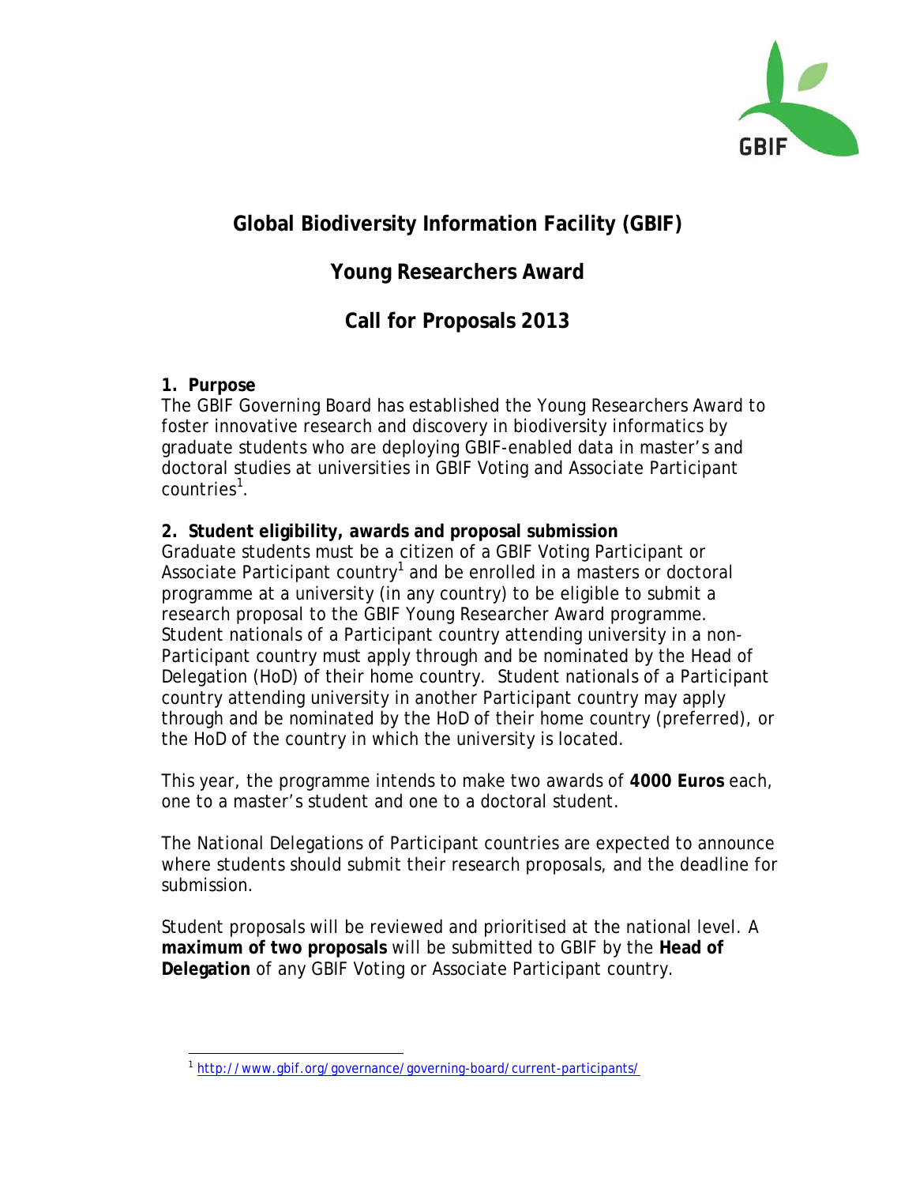# Global Biodiversity Information Facility (GBIF)

## Young Researchers Award

## Call for Proposals 2013

### 1. Purpose

The GBIF Governing Board has established the Young Researchers Award to foster innovative research and discovery in biodiversity informatics by graduate students who are deploying GBIF-enabled data in master's and doctoral studies at universities in GBIF Voting and Associate Participant countries[1].

### 2. Student eligibility, awards and proposal submission

Graduate students must be a citizen of a GBIF Voting Participant or Associate Participant country[1] and be enrolled in a masters or doctoral programme at a university (in any country) to be eligible to submit a research proposal to the GBIF Young Researcher Award programme. Student nationals of a Participant country attending university in a non-Participant country must apply through and be nominated by the Head of Delegation (HoD) of their home country. Student nationals of a Participant country attending university in another Participant country may apply through and be nominated by the HoD of their home country (preferred), or the HoD of the country in which the university is located.

This year, the programme intends to make two awards of **4000 Euros** each, one to a master's student and one to a doctoral student.

The National Delegations of Participant countries are expected to announce where students should submit their research proposals, and the deadline for submission.

Student proposals will be reviewed and prioritised at the national level. A **maximum of two proposals** will be submitted to GBIF by the **Head of Delegation** of any GBIF Voting or Associate Participant country.

---

[1] http://www.gbif.org/governance/governing-board/current-participants/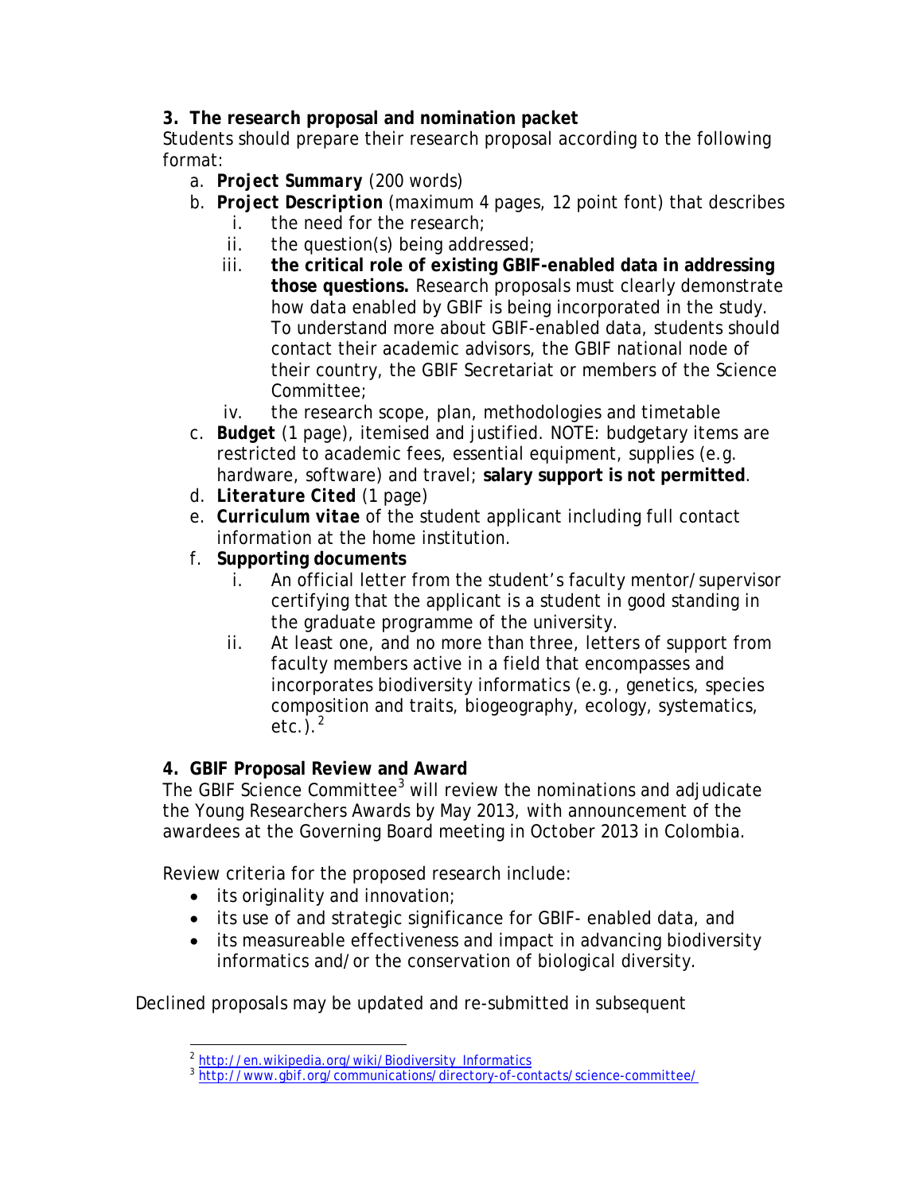## 3. The research proposal and nomination packet

Students should prepare their research proposal according to the following format:

a. ***Project Summary*** (200 words)
b. ***Project Description*** (maximum 4 pages, 12 point font) that describes
   i. the need for the research;
   ii. the question(s) being addressed;
   iii. **the critical role of existing GBIF-enabled data in addressing those questions.** Research proposals must clearly demonstrate how data enabled by GBIF is being incorporated in the study. To understand more about GBIF-enabled data, students should contact their academic advisors, the GBIF national node of their country, the GBIF Secretariat or members of the Science Committee;
   iv. the research scope, plan, methodologies and timetable
c. **Budget** (1 page), itemised and justified. NOTE: budgetary items are restricted to academic fees, essential equipment, supplies (e.g. hardware, software) and travel; **salary support is not permitted**.
d. ***Literature Cited*** (1 page)
e. ***Curriculum vitae*** of the student applicant including full contact information at the home institution.
f. **Supporting documents**
   i. An official letter from the student's faculty mentor/supervisor certifying that the applicant is a student in good standing in the graduate programme of the university.
   ii. At least one, and no more than three, letters of support from faculty members active in a field that encompasses and incorporates biodiversity informatics (e.g., genetics, species composition and traits, biogeography, ecology, systematics, etc.).[2]

## 4. GBIF Proposal Review and Award

The GBIF Science Committee[3] will review the nominations and adjudicate the Young Researchers Awards by May 2013, with announcement of the awardees at the Governing Board meeting in October 2013 in Colombia.

Review criteria for the proposed research include:

- its originality and innovation;
- its use of and strategic significance for GBIF- enabled data, and
- its measureable effectiveness and impact in advancing biodiversity informatics and/or the conservation of biological diversity.

Declined proposals may be updated and re-submitted in subsequent

---

[2] http://en.wikipedia.org/wiki/Biodiversity_Informatics

[3] http://www.gbif.org/communications/directory-of-contacts/science-committee/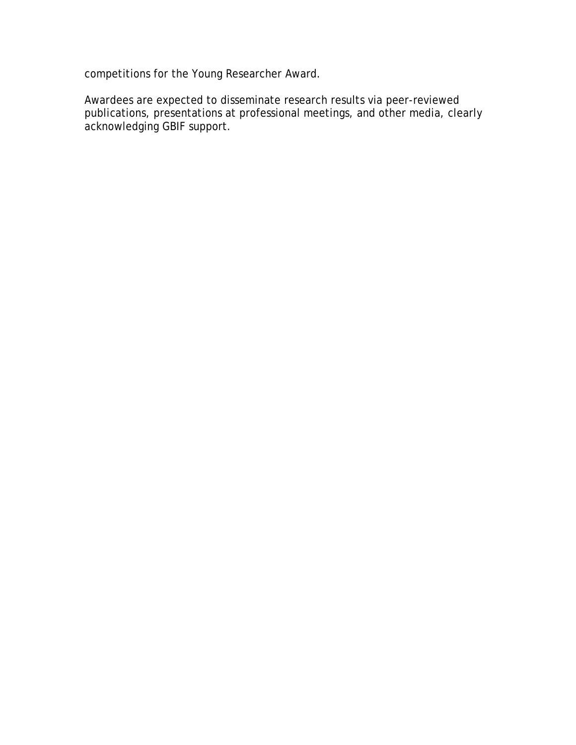competitions for the Young Researcher Award.

Awardees are expected to disseminate research results via peer-reviewed publications, presentations at professional meetings, and other media, clearly acknowledging GBIF support.